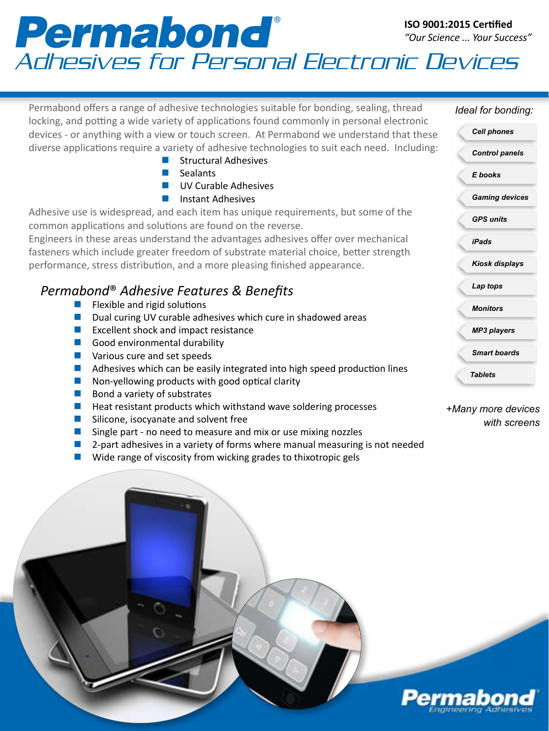# Permabond®

**ISO 9001:2015 Certified**
*"Our Science ... Your Success"*

## Adhesives for Personal Electronic Devices

Permabond offers a range of adhesive technologies suitable for bonding, sealing, thread locking, and potting a wide variety of applications found commonly in personal electronic devices - or anything with a view or touch screen. At Permabond we understand that these diverse applications require a variety of adhesive technologies to suit each need. Including:

- Structural Adhesives
- Sealants
- UV Curable Adhesives
- Instant Adhesives

Adhesive use is widespread, and each item has unique requirements, but some of the common applications and solutions are found on the reverse.

Engineers in these areas understand the advantages adhesives offer over mechanical fasteners which include greater freedom of substrate material choice, better strength performance, stress distribution, and a more pleasing finished appearance.

### *Permabond® Adhesive Features & Benefits*

- Flexible and rigid solutions
- Dual curing UV curable adhesives which cure in shadowed areas
- Excellent shock and impact resistance
- Good environmental durability
- Various cure and set speeds
- Adhesives which can be easily integrated into high speed production lines
- Non-yellowing products with good optical clarity
- Bond a variety of substrates
- Heat resistant products which withstand wave soldering processes
- Silicone, isocyanate and solvent free
- Single part - no need to measure and mix or use mixing nozzles
- 2-part adhesives in a variety of forms where manual measuring is not needed
- Wide range of viscosity from wicking grades to thixotropic gels

*Ideal for bonding:*

- ***Cell phones***
- ***Control panels***
- ***E books***
- ***Gaming devices***
- ***GPS units***
- ***iPads***
- ***Kiosk displays***
- ***Lap tops***
- ***Monitors***
- ***MP3 players***
- ***Smart boards***
- ***Tablets***

*+Many more devices with screens*

**Permabond®**
*Engineering Adhesives*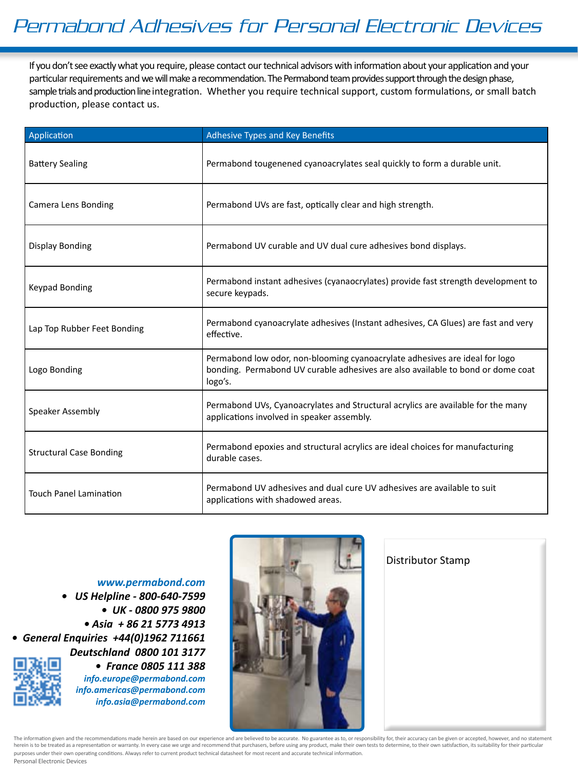# Permabond Adhesives for Personal Electronic Devices

If you don't see exactly what you require, please contact our technical advisors with information about your application and your particular requirements and we will make a recommendation. The Permabond team provides support through the design phase, sample trials and production line integration. Whether you require technical support, custom formulations, or small batch production, please contact us.

| Application | Adhesive Types and Key Benefits |
|---|---|
| Battery Sealing | Permabond tougenened cyanoacrylates seal quickly to form a durable unit. |
| Camera Lens Bonding | Permabond UVs are fast, optically clear and high strength. |
| Display Bonding | Permabond UV curable and UV dual cure adhesives bond displays. |
| Keypad Bonding | Permabond instant adhesives (cyanaocrylates) provide fast strength development to secure keypads. |
| Lap Top Rubber Feet Bonding | Permabond cyanoacrylate adhesives (Instant adhesives, CA Glues) are fast and very effective. |
| Logo Bonding | Permabond low odor, non-blooming cyanoacrylate adhesives are ideal for logo bonding. Permabond UV curable adhesives are also available to bond or dome coat logo's. |
| Speaker Assembly | Permabond UVs, Cyanoacrylates and Structural acrylics are available for the many applications involved in speaker assembly. |
| Structural Case Bonding | Permabond epoxies and structural acrylics are ideal choices for manufacturing durable cases. |
| Touch Panel Lamination | Permabond UV adhesives and dual cure UV adhesives are available to suit applications with shadowed areas. |

***www.permabond.com***

- ***US Helpline - 800-640-7599***
- ***UK - 0800 975 9800***
- ***Asia + 86 21 5773 4913***
- ***General Enquiries +44(0)1962 711661***

***Deutschland 0800 101 3177***

- ***France 0805 111 388***

***info.europe@permabond.com***
***info.americas@permabond.com***
***info.asia@permabond.com***

Distributor Stamp

The information given and the recommendations made herein are based on our experience and are believed to be accurate. No guarantee as to, or responsibility for, their accuracy can be given or accepted, however, and no statement herein is to be treated as a representation or warranty. In every case we urge and recommend that purchasers, before using any product, make their own tests to determine, to their own satisfaction, its suitability for their particular purposes under their own operating conditions. Always refer to current product technical datasheet for most recent and accurate technical information.

Personal Electronic Devices